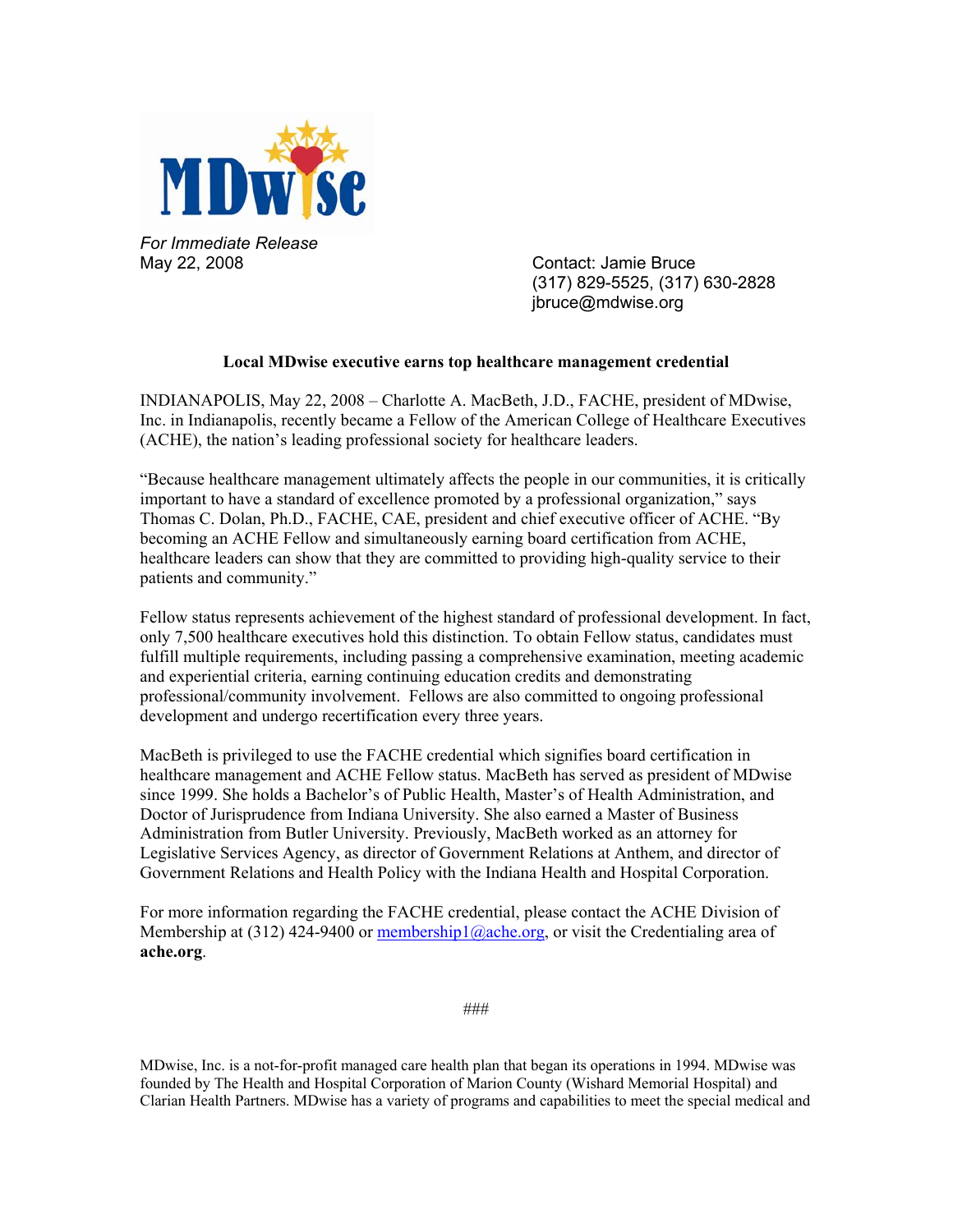*For Immediate Release*
May 22, 2008

Contact: Jamie Bruce
(317) 829-5525, (317) 630-2828
jbruce@mdwise.org

**Local MDwise executive earns top healthcare management credential**

INDIANAPOLIS, May 22, 2008 – Charlotte A. MacBeth, J.D., FACHE, president of MDwise, Inc. in Indianapolis, recently became a Fellow of the American College of Healthcare Executives (ACHE), the nation's leading professional society for healthcare leaders.

"Because healthcare management ultimately affects the people in our communities, it is critically important to have a standard of excellence promoted by a professional organization," says Thomas C. Dolan, Ph.D., FACHE, CAE, president and chief executive officer of ACHE. "By becoming an ACHE Fellow and simultaneously earning board certification from ACHE, healthcare leaders can show that they are committed to providing high-quality service to their patients and community."

Fellow status represents achievement of the highest standard of professional development. In fact, only 7,500 healthcare executives hold this distinction. To obtain Fellow status, candidates must fulfill multiple requirements, including passing a comprehensive examination, meeting academic and experiential criteria, earning continuing education credits and demonstrating professional/community involvement. Fellows are also committed to ongoing professional development and undergo recertification every three years.

MacBeth is privileged to use the FACHE credential which signifies board certification in healthcare management and ACHE Fellow status. MacBeth has served as president of MDwise since 1999. She holds a Bachelor's of Public Health, Master's of Health Administration, and Doctor of Jurisprudence from Indiana University. She also earned a Master of Business Administration from Butler University. Previously, MacBeth worked as an attorney for Legislative Services Agency, as director of Government Relations at Anthem, and director of Government Relations and Health Policy with the Indiana Health and Hospital Corporation.

For more information regarding the FACHE credential, please contact the ACHE Division of Membership at (312) 424-9400 or membership1@ache.org, or visit the Credentialing area of **ache.org**.

###

MDwise, Inc. is a not-for-profit managed care health plan that began its operations in 1994. MDwise was founded by The Health and Hospital Corporation of Marion County (Wishard Memorial Hospital) and Clarian Health Partners. MDwise has a variety of programs and capabilities to meet the special medical and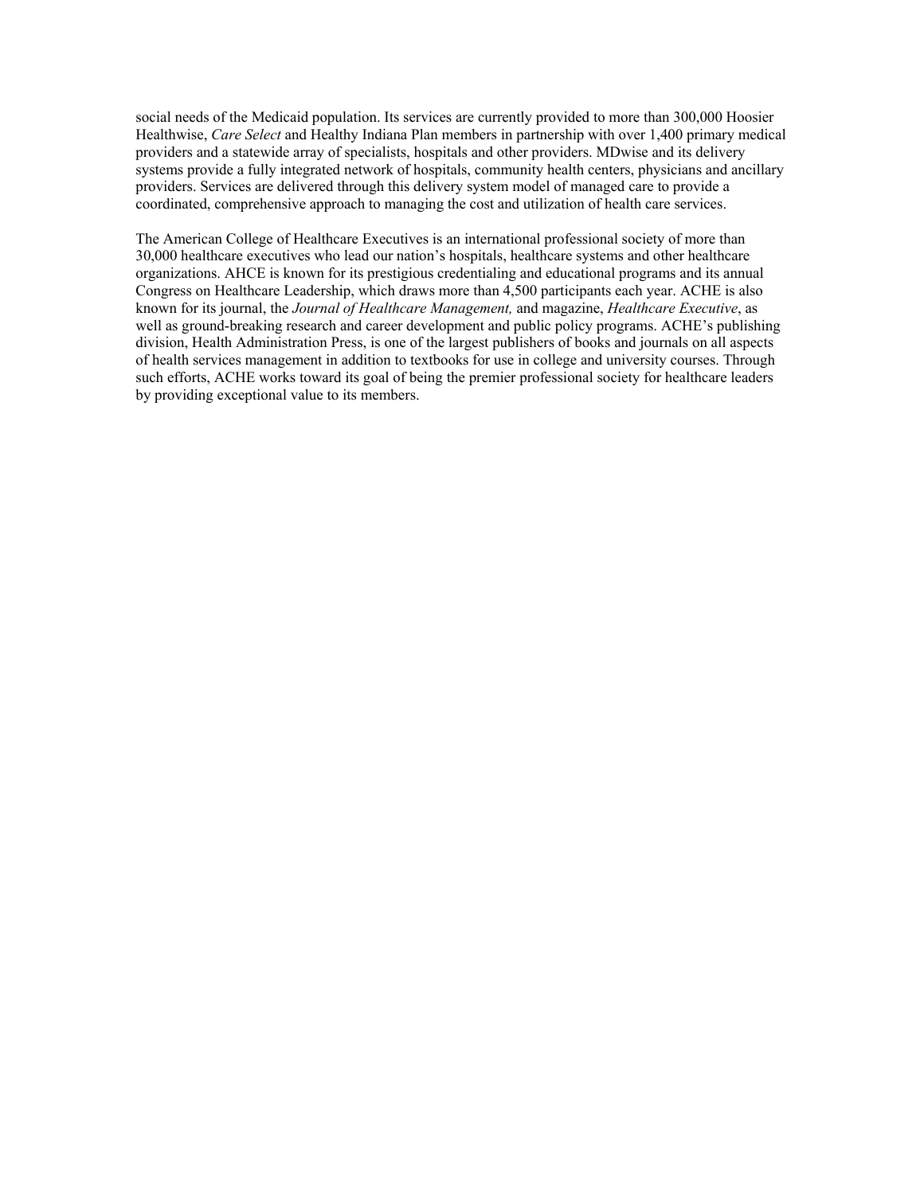social needs of the Medicaid population. Its services are currently provided to more than 300,000 Hoosier Healthwise, *Care Select* and Healthy Indiana Plan members in partnership with over 1,400 primary medical providers and a statewide array of specialists, hospitals and other providers. MDwise and its delivery systems provide a fully integrated network of hospitals, community health centers, physicians and ancillary providers. Services are delivered through this delivery system model of managed care to provide a coordinated, comprehensive approach to managing the cost and utilization of health care services.

The American College of Healthcare Executives is an international professional society of more than 30,000 healthcare executives who lead our nation's hospitals, healthcare systems and other healthcare organizations. AHCE is known for its prestigious credentialing and educational programs and its annual Congress on Healthcare Leadership, which draws more than 4,500 participants each year. ACHE is also known for its journal, the *Journal of Healthcare Management,* and magazine, *Healthcare Executive*, as well as ground-breaking research and career development and public policy programs. ACHE's publishing division, Health Administration Press, is one of the largest publishers of books and journals on all aspects of health services management in addition to textbooks for use in college and university courses. Through such efforts, ACHE works toward its goal of being the premier professional society for healthcare leaders by providing exceptional value to its members.